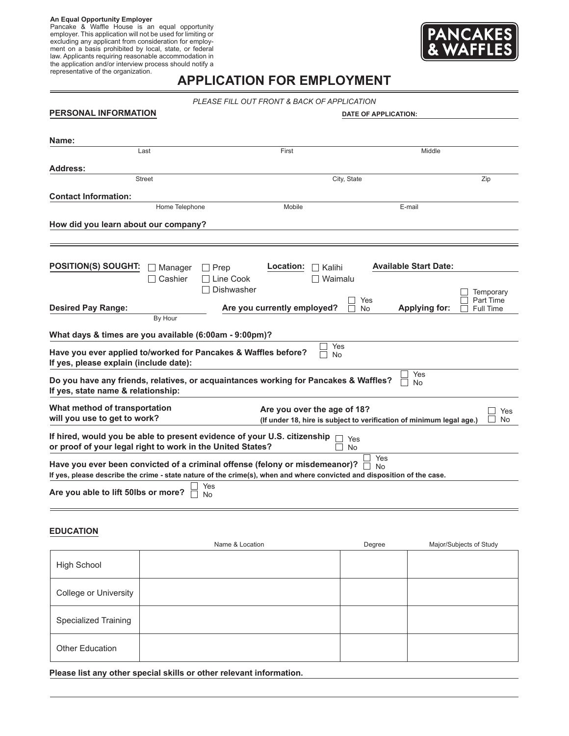**An Equal Opportunity Employer**
Pancake & Waffle House is an equal opportunity employer. This application will not be used for limiting or excluding any applicant from consideration for employment on a basis prohibited by local, state, or federal law. Applicants requiring reasonable accommodation in the application and/or interview process should notify a representative of the organization.

**PANCAKES & WAFFLES**

# APPLICATION FOR EMPLOYMENT

*PLEASE FILL OUT FRONT & BACK OF APPLICATION*

**PERSONAL INFORMATION** **DATE OF APPLICATION:** ____________

**Name:** ____________ Last ____________ First ____________ Middle

**Address:** ____________ Street ____________ City, State ____________ Zip

**Contact Information:** ____________ Home Telephone ____________ Mobile ____________ E-mail

**How did you learn about our company?** ____________

---

**POSITION(S) SOUGHT:** ☐ Manager ☐ Cashier ☐ Prep ☐ Line Cook ☐ Dishwasher

**Location:** ☐ Kalihi ☐ Waimalu

**Available Start Date:** ____________

**Desired Pay Range:** ____________ By Hour

**Are you currently employed?** ☐ Yes ☐ No

**Applying for:** ☐ Temporary ☐ Part Time ☐ Full Time

**What days & times are you available (6:00am - 9:00pm)?** ____________

**Have you ever applied to/worked for Pancakes & Waffles before?** ☐ Yes ☐ No
**If yes, please explain (include date):** ____________

**Do you have any friends, relatives, or acquaintances working for Pancakes & Waffles?** ☐ Yes ☐ No
**If yes, state name & relationship:** ____________

**What method of transportation will you use to get to work?** ____________

**Are you over the age of 18?** ☐ Yes ☐ No
**(If under 18, hire is subject to verification of minimum legal age.)**

**If hired, would you be able to present evidence of your U.S. citizenship or proof of your legal right to work in the United States?** ☐ Yes ☐ No

**Have you ever been convicted of a criminal offense (felony or misdemeanor)?** ☐ Yes ☐ No
**If yes, please describe the crime - state nature of the crime(s), when and where convicted and disposition of the case.**

**Are you able to lift 50lbs or more?** ☐ Yes ☐ No

---

**EDUCATION**

| | Name & Location | Degree | Major/Subjects of Study |
|---|---|---|---|
| High School | | | |
| College or University | | | |
| Specialized Training | | | |
| Other Education | | | |

**Please list any other special skills or other relevant information.** ____________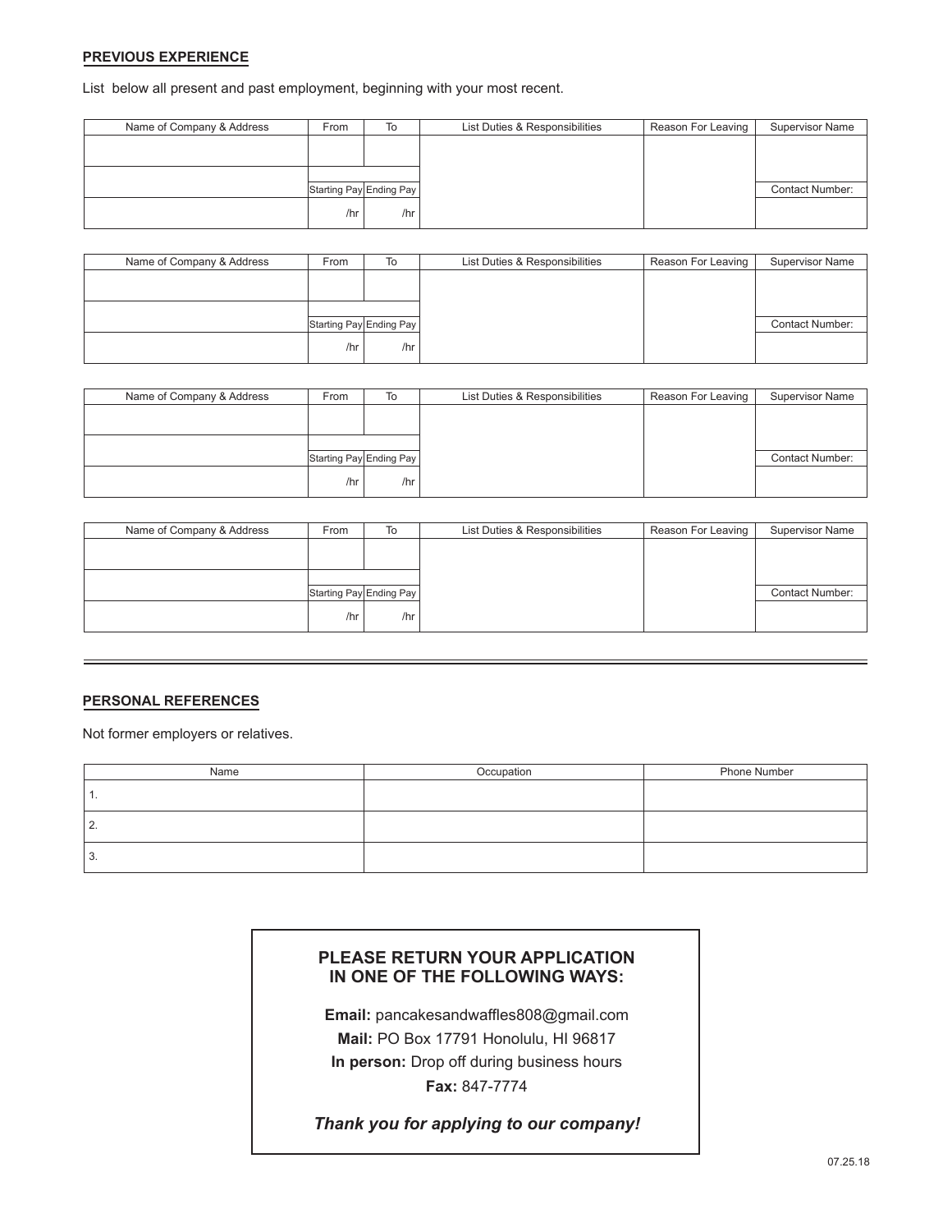## PREVIOUS EXPERIENCE

List below all present and past employment, beginning with your most recent.

| Name of Company & Address | From | To | List Duties & Responsibilities | Reason For Leaving | Supervisor Name |
|---|---|---|---|---|---|
| | | | | | |
| | Starting Pay | Ending Pay | | | Contact Number: |
| | /hr | /hr | | | |

| Name of Company & Address | From | To | List Duties & Responsibilities | Reason For Leaving | Supervisor Name |
|---|---|---|---|---|---|
| | | | | | |
| | Starting Pay | Ending Pay | | | Contact Number: |
| | /hr | /hr | | | |

| Name of Company & Address | From | To | List Duties & Responsibilities | Reason For Leaving | Supervisor Name |
|---|---|---|---|---|---|
| | | | | | |
| | Starting Pay | Ending Pay | | | Contact Number: |
| | /hr | /hr | | | |

| Name of Company & Address | From | To | List Duties & Responsibilities | Reason For Leaving | Supervisor Name |
|---|---|---|---|---|---|
| | | | | | |
| | Starting Pay | Ending Pay | | | Contact Number: |
| | /hr | /hr | | | |

---

## PERSONAL REFERENCES

Not former employers or relatives.

| Name | Occupation | Phone Number |
|---|---|---|
| 1. | | |
| 2. | | |
| 3. | | |

**PLEASE RETURN YOUR APPLICATION IN ONE OF THE FOLLOWING WAYS:**

**Email:** pancakesandwaffles808@gmail.com

**Mail:** PO Box 17791 Honolulu, HI 96817

**In person:** Drop off during business hours

**Fax:** 847-7774

***Thank you for applying to our company!***

07.25.18